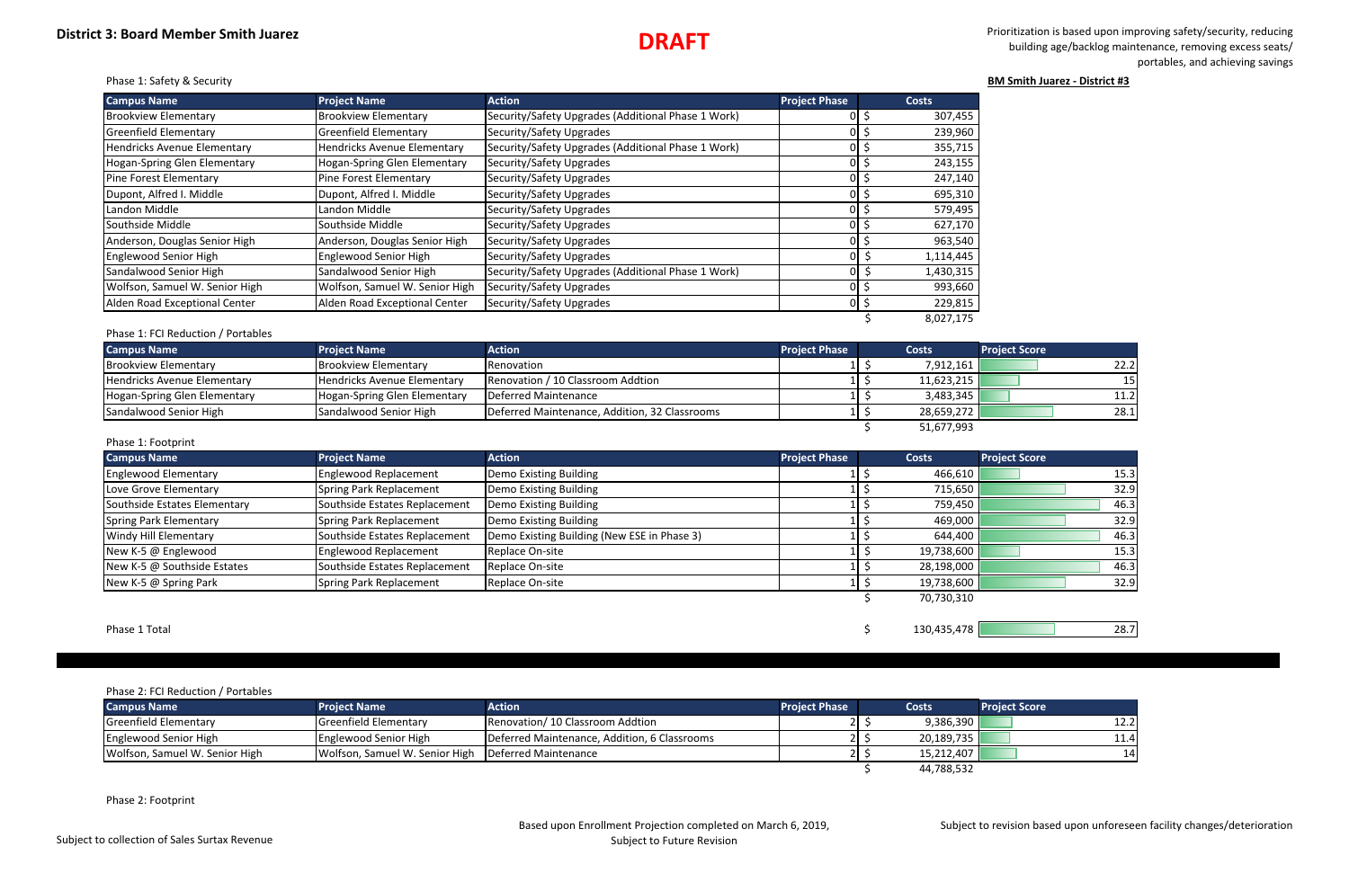## District 3: Board Member Smith Juarez

**DRAFT**

Prioritization is based upon improving safety/security, reducing building age/backlog maintenance, removing excess seats/ portables, and achieving savings

**BM Smith Juarez - District #3**

Phase 1: Safety & Security

| Campus Name | Project Name | Action | Project Phase | Costs |
|---|---|---|---|---|
| Brookview Elementary | Brookview Elementary | Security/Safety Upgrades (Additional Phase 1 Work) | 0 | $ 307,455 |
| Greenfield Elementary | Greenfield Elementary | Security/Safety Upgrades | 0 | $ 239,960 |
| Hendricks Avenue Elementary | Hendricks Avenue Elementary | Security/Safety Upgrades (Additional Phase 1 Work) | 0 | $ 355,715 |
| Hogan-Spring Glen Elementary | Hogan-Spring Glen Elementary | Security/Safety Upgrades | 0 | $ 243,155 |
| Pine Forest Elementary | Pine Forest Elementary | Security/Safety Upgrades | 0 | $ 247,140 |
| Dupont, Alfred I. Middle | Dupont, Alfred I. Middle | Security/Safety Upgrades | 0 | $ 695,310 |
| Landon Middle | Landon Middle | Security/Safety Upgrades | 0 | $ 579,495 |
| Southside Middle | Southside Middle | Security/Safety Upgrades | 0 | $ 627,170 |
| Anderson, Douglas Senior High | Anderson, Douglas Senior High | Security/Safety Upgrades | 0 | $ 963,540 |
| Englewood Senior High | Englewood Senior High | Security/Safety Upgrades | 0 | $ 1,114,445 |
| Sandalwood Senior High | Sandalwood Senior High | Security/Safety Upgrades (Additional Phase 1 Work) | 0 | $ 1,430,315 |
| Wolfson, Samuel W. Senior High | Wolfson, Samuel W. Senior High | Security/Safety Upgrades | 0 | $ 993,660 |
| Alden Road Exceptional Center | Alden Road Exceptional Center | Security/Safety Upgrades | 0 | $ 229,815 |
| | | | | $ 8,027,175 |

Phase 1: FCI Reduction / Portables

| Campus Name | Project Name | Action | Project Phase | Costs | Project Score |
|---|---|---|---|---|---|
| Brookview Elementary | Brookview Elementary | Renovation | 1 | $ 7,912,161 | 22.2 |
| Hendricks Avenue Elementary | Hendricks Avenue Elementary | Renovation / 10 Classroom Addtion | 1 | $ 11,623,215 | 15 |
| Hogan-Spring Glen Elementary | Hogan-Spring Glen Elementary | Deferred Maintenance | 1 | $ 3,483,345 | 11.2 |
| Sandalwood Senior High | Sandalwood Senior High | Deferred Maintenance, Addition, 32 Classrooms | 1 | $ 28,659,272 | 28.1 |
| | | | | $ 51,677,993 | |

Phase 1: Footprint

| Campus Name | Project Name | Action | Project Phase | Costs | Project Score |
|---|---|---|---|---|---|
| Englewood Elementary | Englewood Replacement | Demo Existing Building | 1 | $ 466,610 | 15.3 |
| Love Grove Elementary | Spring Park Replacement | Demo Existing Building | 1 | $ 715,650 | 32.9 |
| Southside Estates Elementary | Southside Estates Replacement | Demo Existing Building | 1 | $ 759,450 | 46.3 |
| Spring Park Elementary | Spring Park Replacement | Demo Existing Building | 1 | $ 469,000 | 32.9 |
| Windy Hill Elementary | Southside Estates Replacement | Demo Existing Building (New ESE in Phase 3) | 1 | $ 644,400 | 46.3 |
| New K-5 @ Englewood | Englewood Replacement | Replace On-site | 1 | $ 19,738,600 | 15.3 |
| New K-5 @ Southside Estates | Southside Estates Replacement | Replace On-site | 1 | $ 28,198,000 | 46.3 |
| New K-5 @ Spring Park | Spring Park Replacement | Replace On-site | 1 | $ 19,738,600 | 32.9 |
| | | | | $ 70,730,310 | |

| Phase 1 Total | Costs | Project Score |
|---|---|---|
| Phase 1 Total | $ 130,435,478 | 28.7 |

Phase 2: FCI Reduction / Portables

| Campus Name | Project Name | Action | Project Phase | Costs | Project Score |
|---|---|---|---|---|---|
| Greenfield Elementary | Greenfield Elementary | Renovation/ 10 Classroom Addtion | 2 | $ 9,386,390 | 12.2 |
| Englewood Senior High | Englewood Senior High | Deferred Maintenance, Addition, 6 Classrooms | 2 | $ 20,189,735 | 11.4 |
| Wolfson, Samuel W. Senior High | Wolfson, Samuel W. Senior High | Deferred Maintenance | 2 | $ 15,212,407 | 14 |
| | | | | $ 44,788,532 | |

Phase 2: Footprint

Subject to collection of Sales Surtax Revenue

Based upon Enrollment Projection completed on March 6, 2019, Subject to Future Revision

Subject to revision based upon unforeseen facility changes/deterioration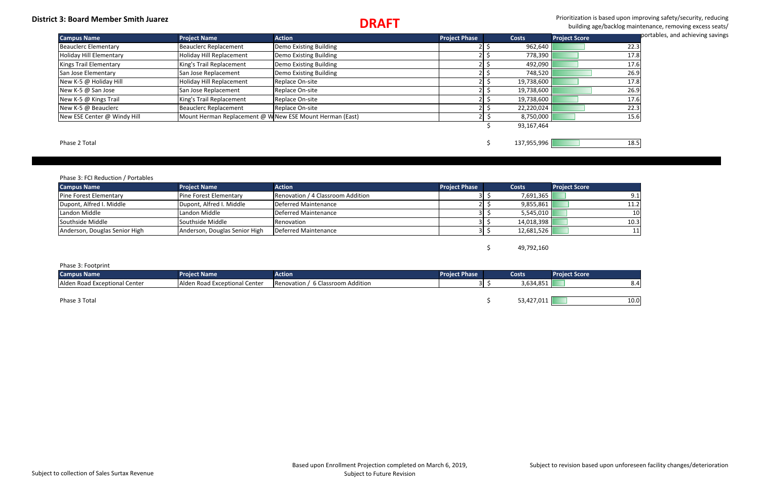**District 3: Board Member Smith Juarez**

**DRAFT**

Prioritization is based upon improving safety/security, reducing building age/backlog maintenance, removing excess seats/ portables, and achieving savings

| Campus Name | Project Name | Action | Project Phase | Costs | Project Score |
|---|---|---|---|---|---|
| Beauclerc Elementary | Beauclerc Replacement | Demo Existing Building | 2 | $ 962,640 | 22.3 |
| Holiday Hill Elementary | Holiday Hill Replacement | Demo Existing Building | 2 | $ 778,390 | 17.8 |
| Kings Trail Elementary | King's Trail Replacement | Demo Existing Building | 2 | $ 492,090 | 17.6 |
| San Jose Elementary | San Jose Replacement | Demo Existing Building | 2 | $ 748,520 | 26.9 |
| New K-5 @ Holiday Hill | Holiday Hill Replacement | Replace On-site | 2 | $ 19,738,600 | 17.8 |
| New K-5 @ San Jose | San Jose Replacement | Replace On-site | 2 | $ 19,738,600 | 26.9 |
| New K-5 @ Kings Trail | King's Trail Replacement | Replace On-site | 2 | $ 19,738,600 | 17.6 |
| New K-5 @ Beauclerc | Beauclerc Replacement | Replace On-site | 2 | $ 22,220,024 | 22.3 |
| New ESE Center @ Windy Hill | Mount Herman Replacement @ W | New ESE Mount Herman (East) | 2 | $ 8,750,000 | 15.6 |
| | | | | $ 93,167,464 | |

Phase 2 Total $ 137,955,996 — 18.5

Phase 3: FCI Reduction / Portables

| Campus Name | Project Name | Action | Project Phase | Costs | Project Score |
|---|---|---|---|---|---|
| Pine Forest Elementary | Pine Forest Elementary | Renovation / 4 Classroom Addition | 3 | $ 7,691,365 | 9.1 |
| Dupont, Alfred I. Middle | Dupont, Alfred I. Middle | Deferred Maintenance | 2 | $ 9,855,861 | 11.2 |
| Landon Middle | Landon Middle | Deferred Maintenance | 3 | $ 5,545,010 | 10 |
| Southside Middle | Southside Middle | Renovation | 3 | $ 14,018,398 | 10.3 |
| Anderson, Douglas Senior High | Anderson, Douglas Senior High | Deferred Maintenance | 3 | $ 12,681,526 | 11 |
| | | | | $ 49,792,160 | |

Phase 3: Footprint

| Campus Name | Project Name | Action | Project Phase | Costs | Project Score |
|---|---|---|---|---|---|
| Alden Road Exceptional Center | Alden Road Exceptional Center | Renovation / 6 Classroom Addition | 3 | $ 3,634,851 | 8.4 |

Phase 3 Total $ 53,427,011 — 10.0

Subject to collection of Sales Surtax Revenue

Based upon Enrollment Projection completed on March 6, 2019, Subject to Future Revision

Subject to revision based upon unforeseen facility changes/deterioration